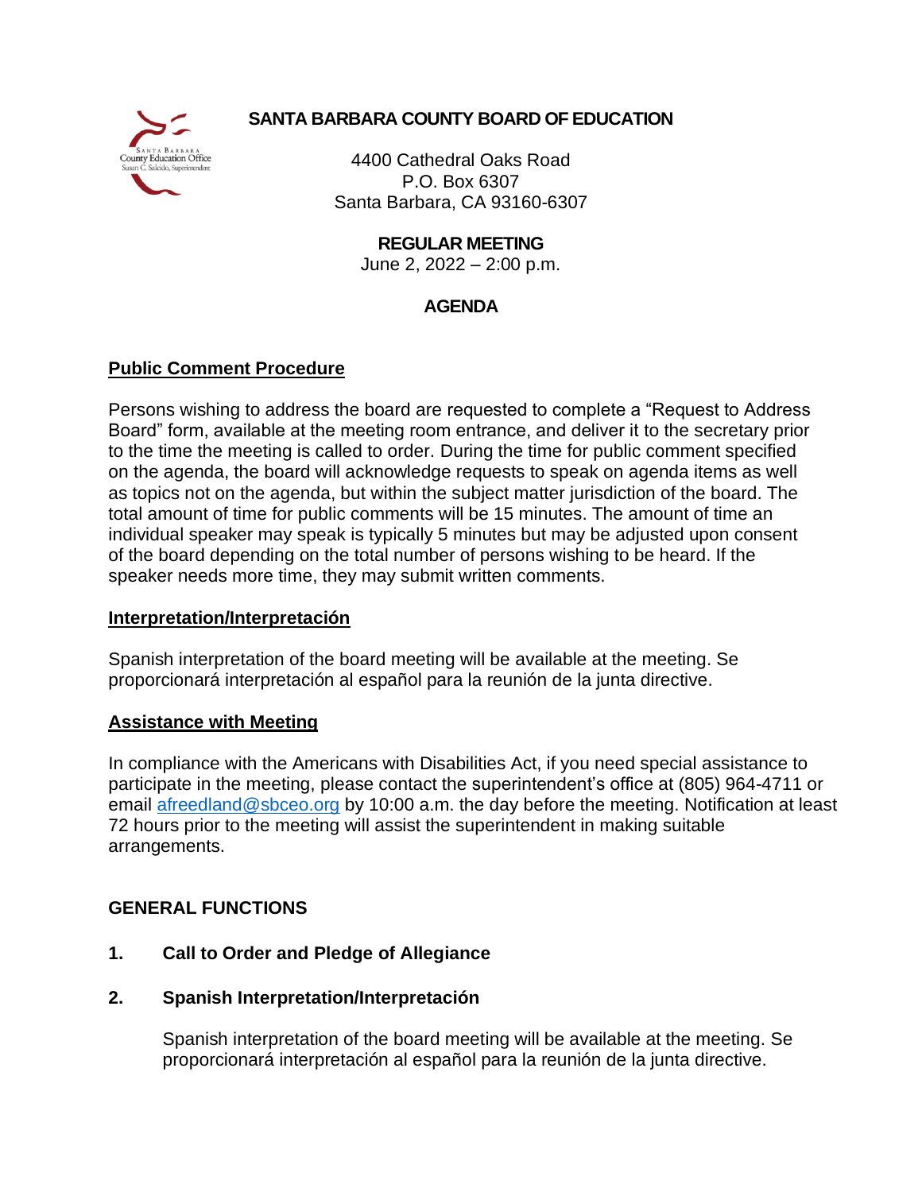# SANTA BARBARA COUNTY BOARD OF EDUCATION

4400 Cathedral Oaks Road
P.O. Box 6307
Santa Barbara, CA 93160-6307

**REGULAR MEETING**
June 2, 2022 – 2:00 p.m.

## AGENDA

### Public Comment Procedure

Persons wishing to address the board are requested to complete a "Request to Address Board" form, available at the meeting room entrance, and deliver it to the secretary prior to the time the meeting is called to order. During the time for public comment specified on the agenda, the board will acknowledge requests to speak on agenda items as well as topics not on the agenda, but within the subject matter jurisdiction of the board. The total amount of time for public comments will be 15 minutes. The amount of time an individual speaker may speak is typically 5 minutes but may be adjusted upon consent of the board depending on the total number of persons wishing to be heard. If the speaker needs more time, they may submit written comments.

### Interpretation/Interpretación

Spanish interpretation of the board meeting will be available at the meeting. Se proporcionará interpretación al español para la reunión de la junta directive.

### Assistance with Meeting

In compliance with the Americans with Disabilities Act, if you need special assistance to participate in the meeting, please contact the superintendent's office at (805) 964-4711 or email afreedland@sbceo.org by 10:00 a.m. the day before the meeting. Notification at least 72 hours prior to the meeting will assist the superintendent in making suitable arrangements.

## GENERAL FUNCTIONS

**1. Call to Order and Pledge of Allegiance**

**2. Spanish Interpretation/Interpretación**

Spanish interpretation of the board meeting will be available at the meeting. Se proporcionará interpretación al español para la reunión de la junta directive.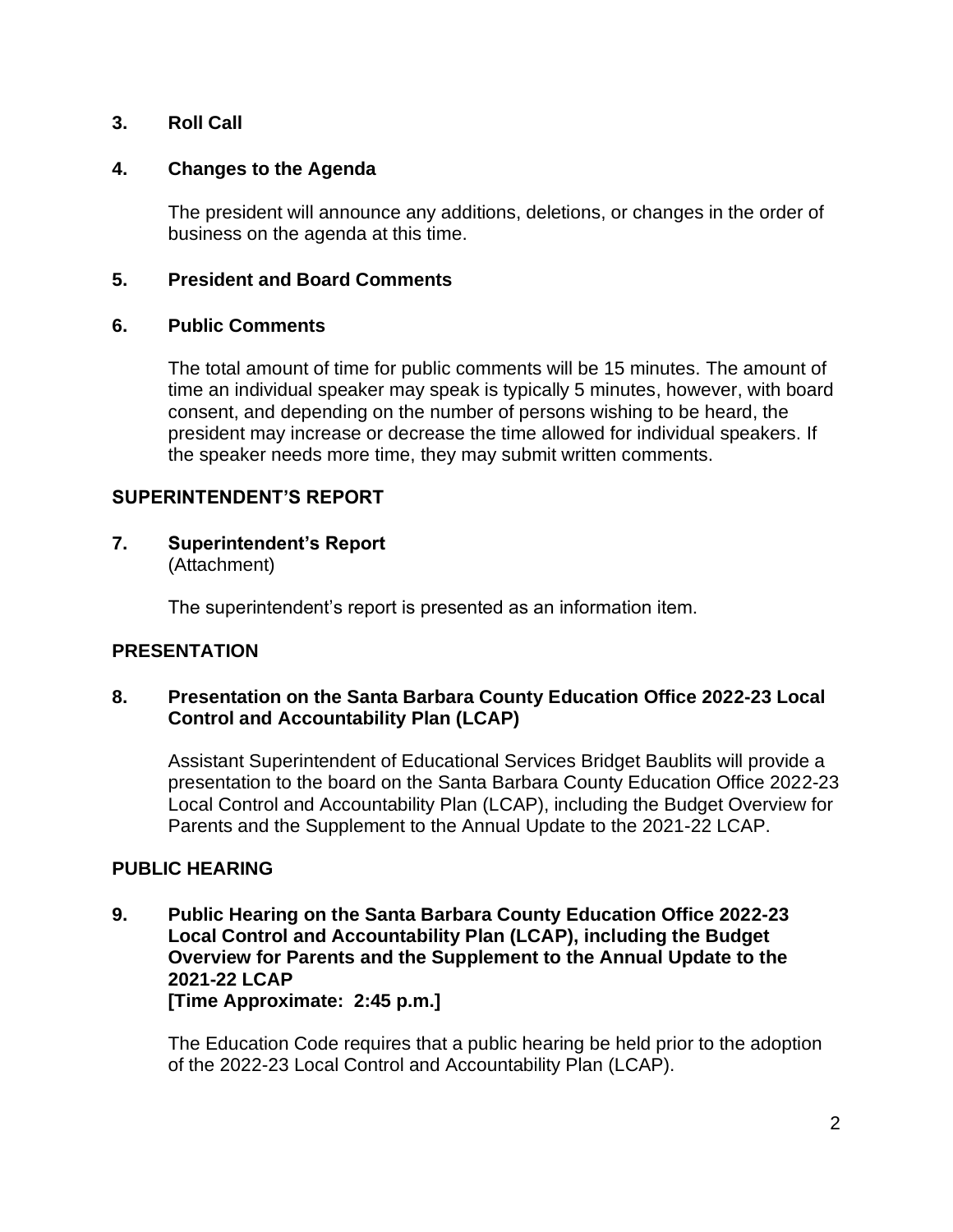**3. Roll Call**

**4. Changes to the Agenda**

The president will announce any additions, deletions, or changes in the order of business on the agenda at this time.

**5. President and Board Comments**

**6. Public Comments**

The total amount of time for public comments will be 15 minutes. The amount of time an individual speaker may speak is typically 5 minutes, however, with board consent, and depending on the number of persons wishing to be heard, the president may increase or decrease the time allowed for individual speakers. If the speaker needs more time, they may submit written comments.

## SUPERINTENDENT'S REPORT

**7. Superintendent's Report**
(Attachment)

The superintendent's report is presented as an information item.

## PRESENTATION

**8. Presentation on the Santa Barbara County Education Office 2022-23 Local Control and Accountability Plan (LCAP)**

Assistant Superintendent of Educational Services Bridget Baublits will provide a presentation to the board on the Santa Barbara County Education Office 2022-23 Local Control and Accountability Plan (LCAP), including the Budget Overview for Parents and the Supplement to the Annual Update to the 2021-22 LCAP.

## PUBLIC HEARING

**9. Public Hearing on the Santa Barbara County Education Office 2022-23 Local Control and Accountability Plan (LCAP), including the Budget Overview for Parents and the Supplement to the Annual Update to the 2021-22 LCAP**
**[Time Approximate: 2:45 p.m.]**

The Education Code requires that a public hearing be held prior to the adoption of the 2022-23 Local Control and Accountability Plan (LCAP).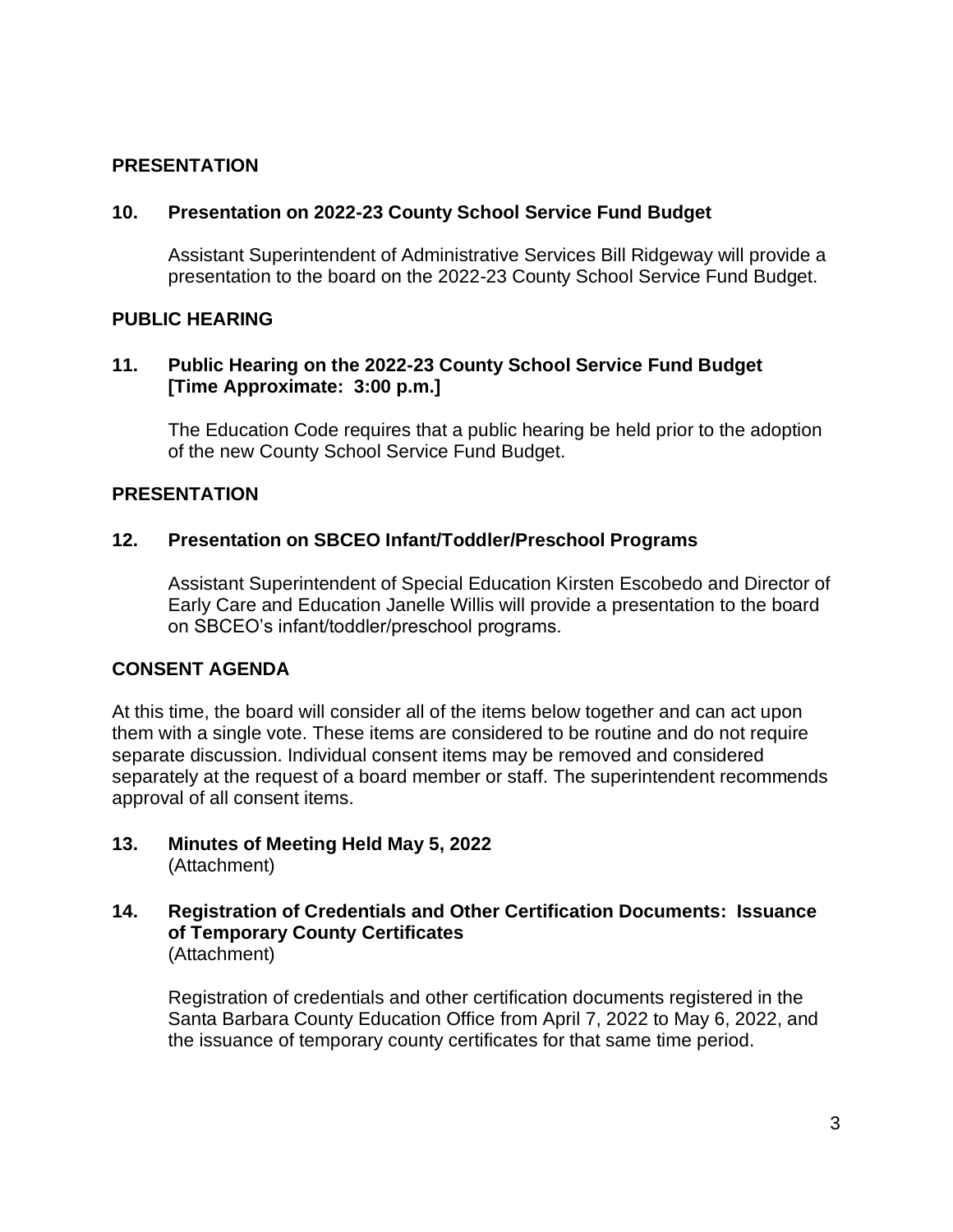## PRESENTATION

### 10. Presentation on 2022-23 County School Service Fund Budget

Assistant Superintendent of Administrative Services Bill Ridgeway will provide a presentation to the board on the 2022-23 County School Service Fund Budget.

## PUBLIC HEARING

### 11. Public Hearing on the 2022-23 County School Service Fund Budget [Time Approximate: 3:00 p.m.]

The Education Code requires that a public hearing be held prior to the adoption of the new County School Service Fund Budget.

## PRESENTATION

### 12. Presentation on SBCEO Infant/Toddler/Preschool Programs

Assistant Superintendent of Special Education Kirsten Escobedo and Director of Early Care and Education Janelle Willis will provide a presentation to the board on SBCEO's infant/toddler/preschool programs.

## CONSENT AGENDA

At this time, the board will consider all of the items below together and can act upon them with a single vote. These items are considered to be routine and do not require separate discussion. Individual consent items may be removed and considered separately at the request of a board member or staff. The superintendent recommends approval of all consent items.

### 13. Minutes of Meeting Held May 5, 2022

(Attachment)

### 14. Registration of Credentials and Other Certification Documents: Issuance of Temporary County Certificates

(Attachment)

Registration of credentials and other certification documents registered in the Santa Barbara County Education Office from April 7, 2022 to May 6, 2022, and the issuance of temporary county certificates for that same time period.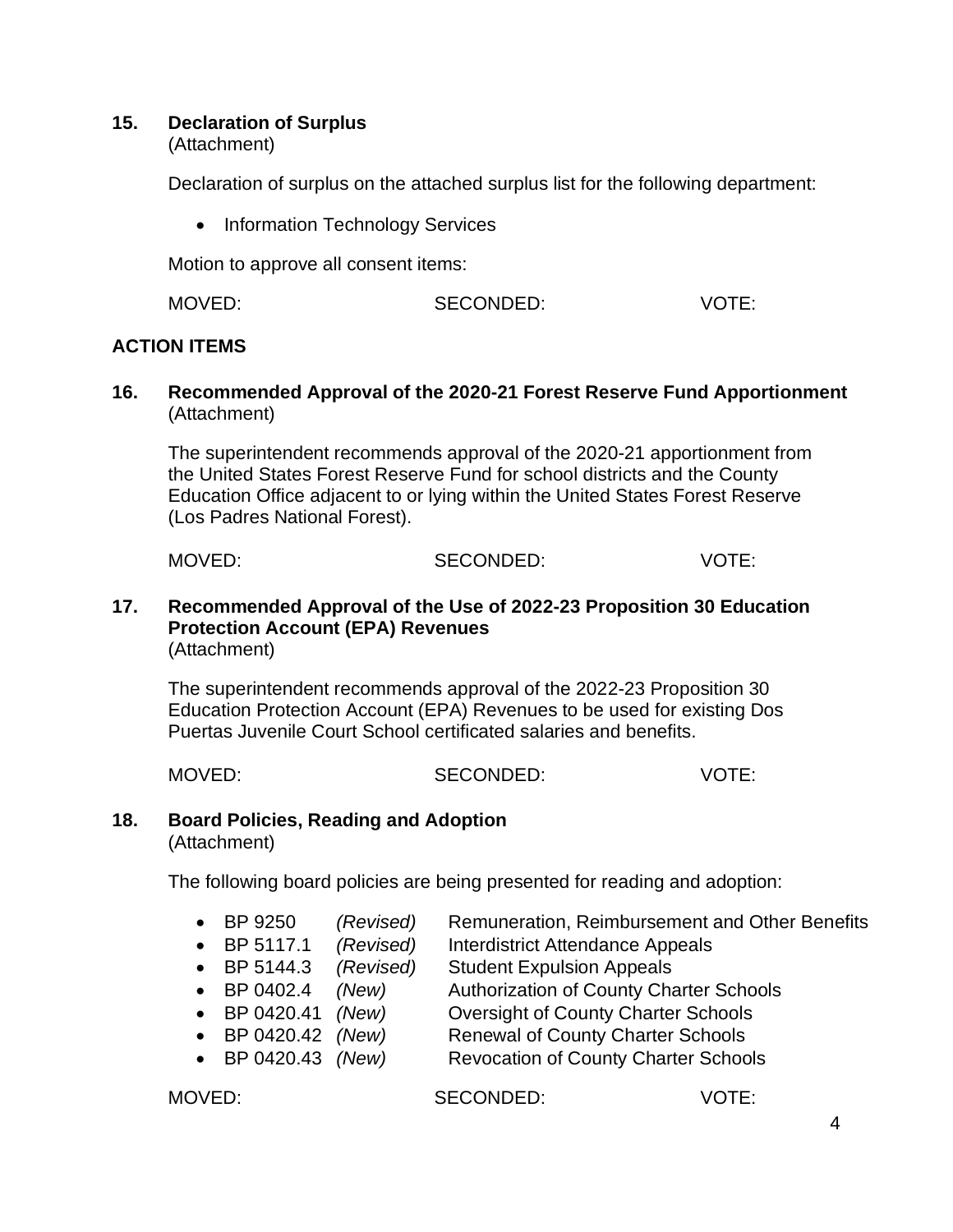**15. Declaration of Surplus**
(Attachment)

Declaration of surplus on the attached surplus list for the following department:

- Information Technology Services

Motion to approve all consent items:

MOVED: SECONDED: VOTE:

## ACTION ITEMS

**16. Recommended Approval of the 2020-21 Forest Reserve Fund Apportionment**
(Attachment)

The superintendent recommends approval of the 2020-21 apportionment from the United States Forest Reserve Fund for school districts and the County Education Office adjacent to or lying within the United States Forest Reserve (Los Padres National Forest).

MOVED: SECONDED: VOTE:

**17. Recommended Approval of the Use of 2022-23 Proposition 30 Education Protection Account (EPA) Revenues**
(Attachment)

The superintendent recommends approval of the 2022-23 Proposition 30 Education Protection Account (EPA) Revenues to be used for existing Dos Puertas Juvenile Court School certificated salaries and benefits.

MOVED: SECONDED: VOTE:

**18. Board Policies, Reading and Adoption**
(Attachment)

The following board policies are being presented for reading and adoption:

- BP 9250 *(Revised)* Remuneration, Reimbursement and Other Benefits
- BP 5117.1 *(Revised)* Interdistrict Attendance Appeals
- BP 5144.3 *(Revised)* Student Expulsion Appeals
- BP 0402.4 *(New)* Authorization of County Charter Schools
- BP 0420.41 *(New)* Oversight of County Charter Schools
- BP 0420.42 *(New)* Renewal of County Charter Schools
- BP 0420.43 *(New)* Revocation of County Charter Schools

MOVED: SECONDED: VOTE: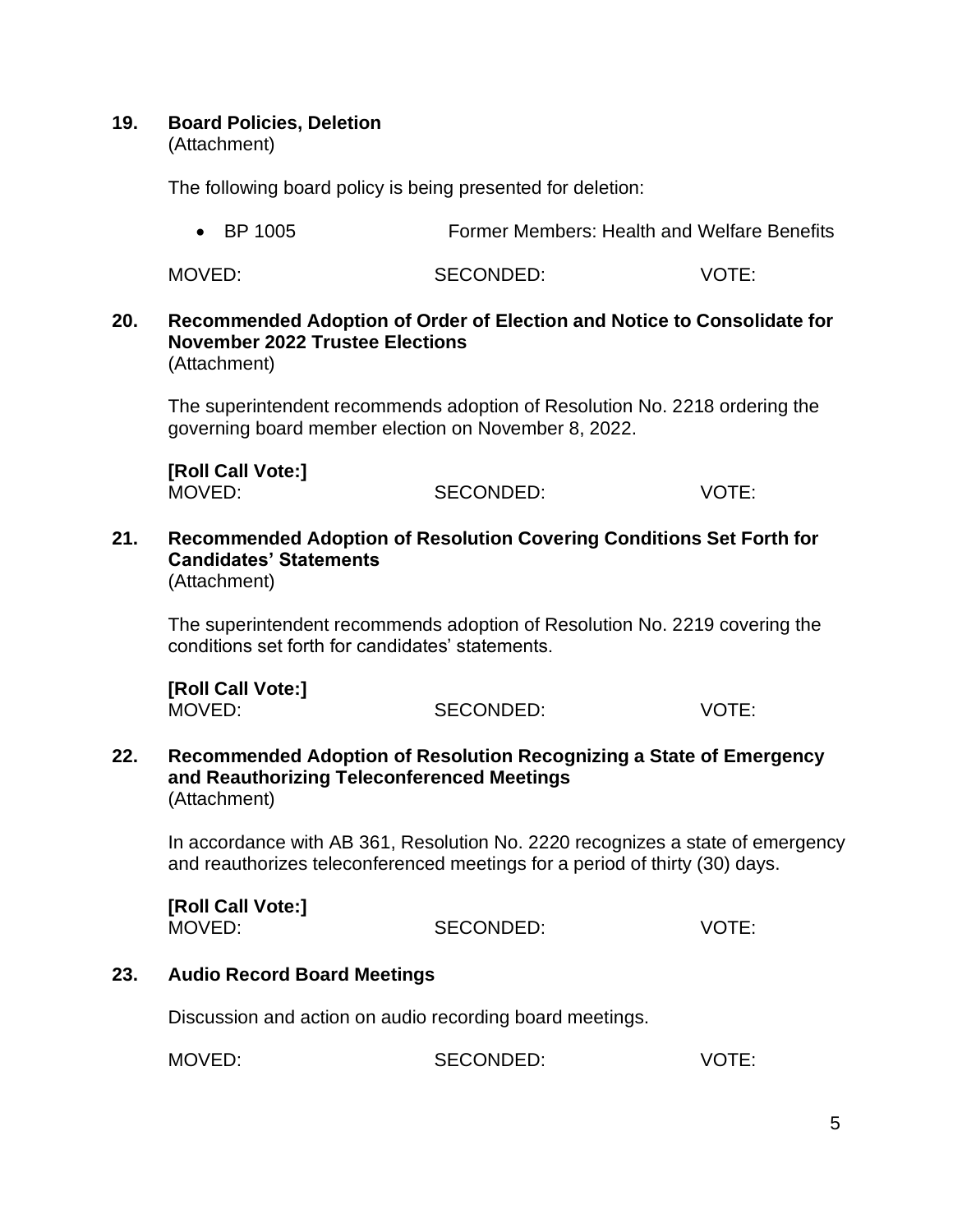**19. Board Policies, Deletion**
(Attachment)

The following board policy is being presented for deletion:

- BP 1005 Former Members: Health and Welfare Benefits

MOVED: SECONDED: VOTE:

**20. Recommended Adoption of Order of Election and Notice to Consolidate for November 2022 Trustee Elections**
(Attachment)

The superintendent recommends adoption of Resolution No. 2218 ordering the governing board member election on November 8, 2022.

**[Roll Call Vote:]**
MOVED: SECONDED: VOTE:

**21. Recommended Adoption of Resolution Covering Conditions Set Forth for Candidates' Statements**
(Attachment)

The superintendent recommends adoption of Resolution No. 2219 covering the conditions set forth for candidates' statements.

**[Roll Call Vote:]**
MOVED: SECONDED: VOTE:

**22. Recommended Adoption of Resolution Recognizing a State of Emergency and Reauthorizing Teleconferenced Meetings**
(Attachment)

In accordance with AB 361, Resolution No. 2220 recognizes a state of emergency and reauthorizes teleconferenced meetings for a period of thirty (30) days.

**[Roll Call Vote:]**
MOVED: SECONDED: VOTE:

**23. Audio Record Board Meetings**

Discussion and action on audio recording board meetings.

MOVED: SECONDED: VOTE: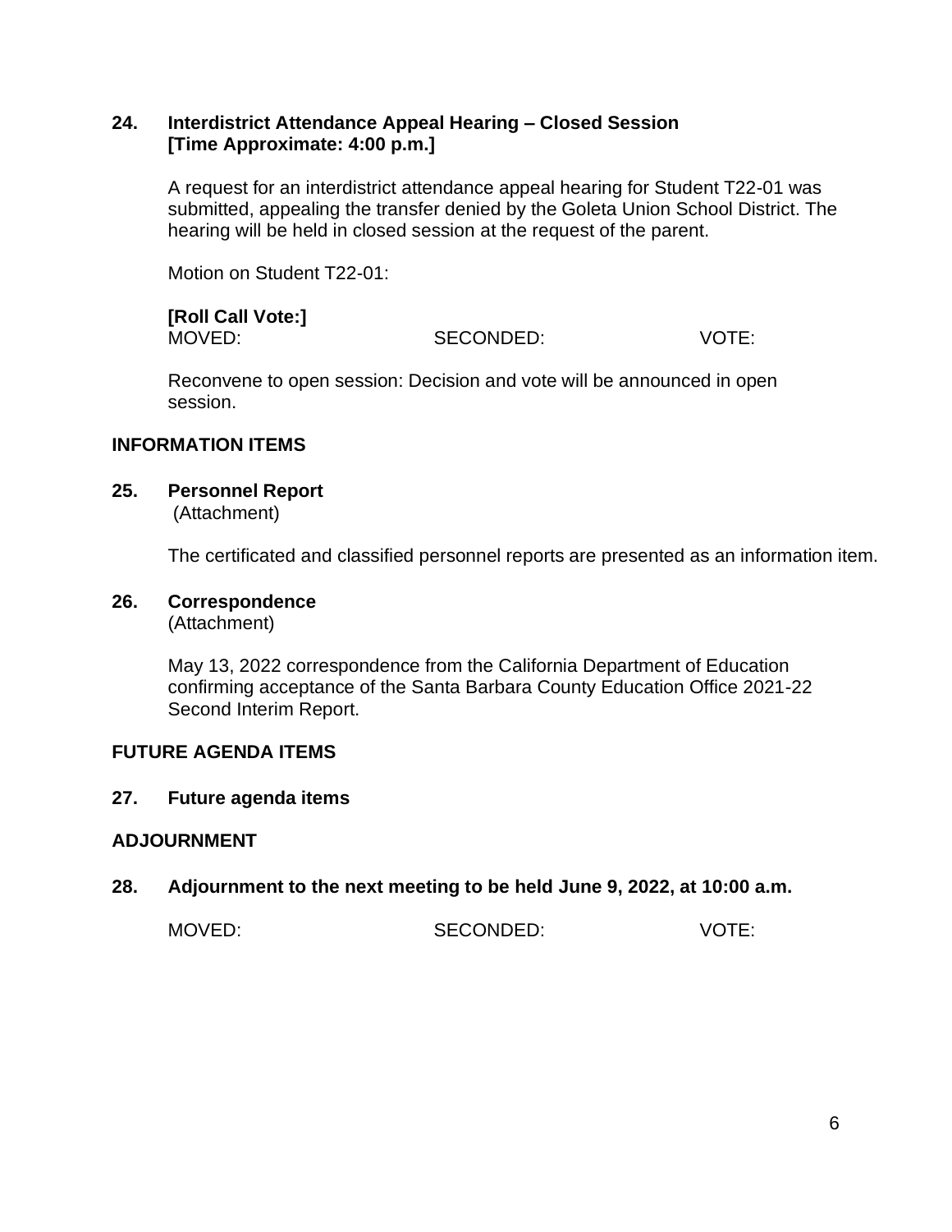**24. Interdistrict Attendance Appeal Hearing – Closed Session [Time Approximate: 4:00 p.m.]**

A request for an interdistrict attendance appeal hearing for Student T22-01 was submitted, appealing the transfer denied by the Goleta Union School District. The hearing will be held in closed session at the request of the parent.

Motion on Student T22-01:

**[Roll Call Vote:]**
MOVED: SECONDED: VOTE:

Reconvene to open session: Decision and vote will be announced in open session.

## INFORMATION ITEMS

**25. Personnel Report**
(Attachment)

The certificated and classified personnel reports are presented as an information item.

**26. Correspondence**
(Attachment)

May 13, 2022 correspondence from the California Department of Education confirming acceptance of the Santa Barbara County Education Office 2021-22 Second Interim Report.

## FUTURE AGENDA ITEMS

**27. Future agenda items**

## ADJOURNMENT

**28. Adjournment to the next meeting to be held June 9, 2022, at 10:00 a.m.**

MOVED: SECONDED: VOTE: